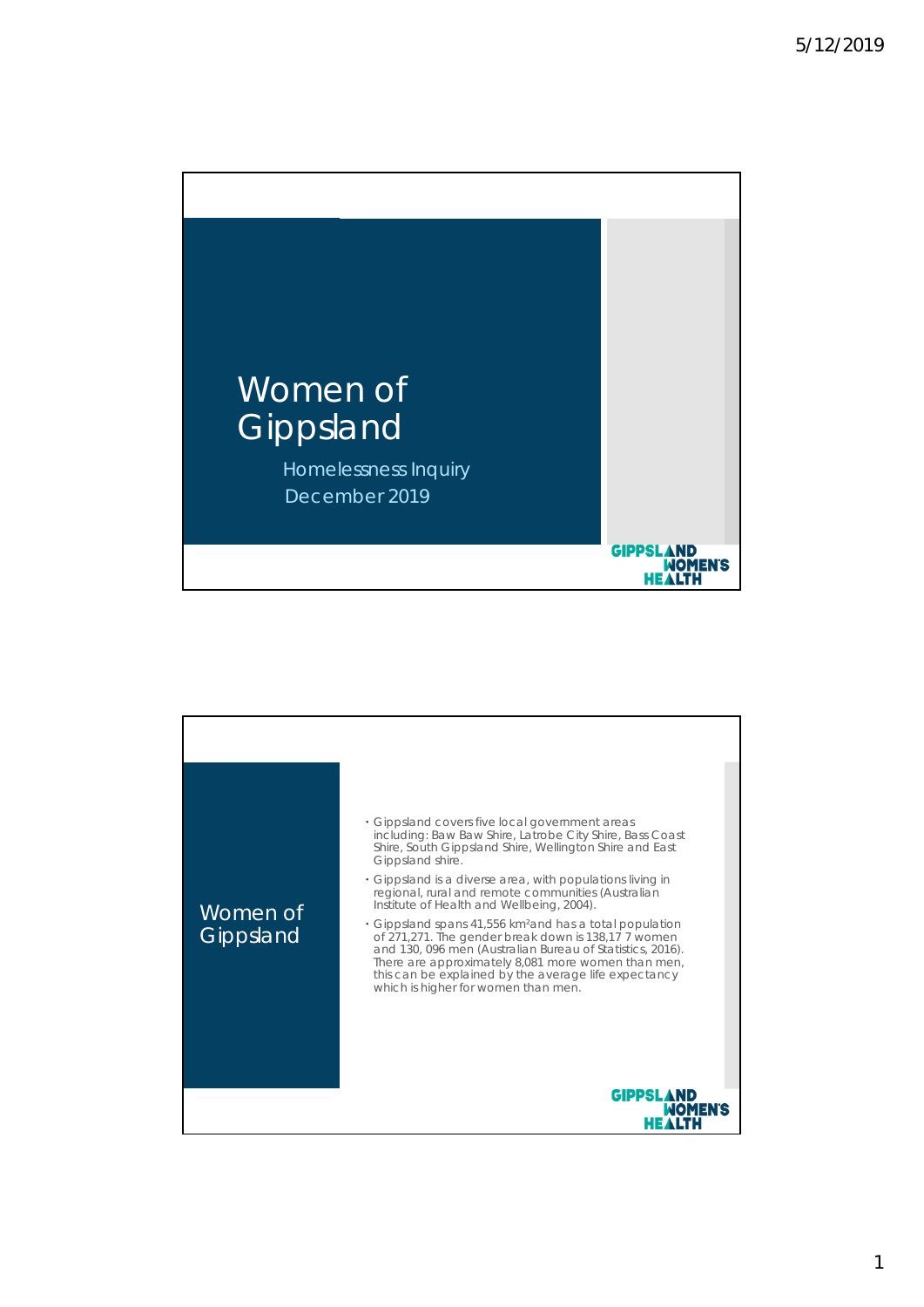# Women of Gippsland

Homelessness Inquiry

December 2019

GIPPSLAND WOMEN'S HEALTH

## Women of Gippsland

- Gippsland covers five local government areas including: Baw Baw Shire, Latrobe City Shire, Bass Coast Shire, South Gippsland Shire, Wellington Shire and East Gippsland shire.
- Gippsland is a diverse area, with populations living in regional, rural and remote communities (Australian Institute of Health and Wellbeing, 2004).
- Gippsland spans 41,556 km²and has a total population of 271,271. The gender break down is 138,17 7 women and 130, 096 men (Australian Bureau of Statistics, 2016). There are approximately 8,081 more women than men, this can be explained by the average life expectancy which is higher for women than men.

GIPPSLAND WOMEN'S HEALTH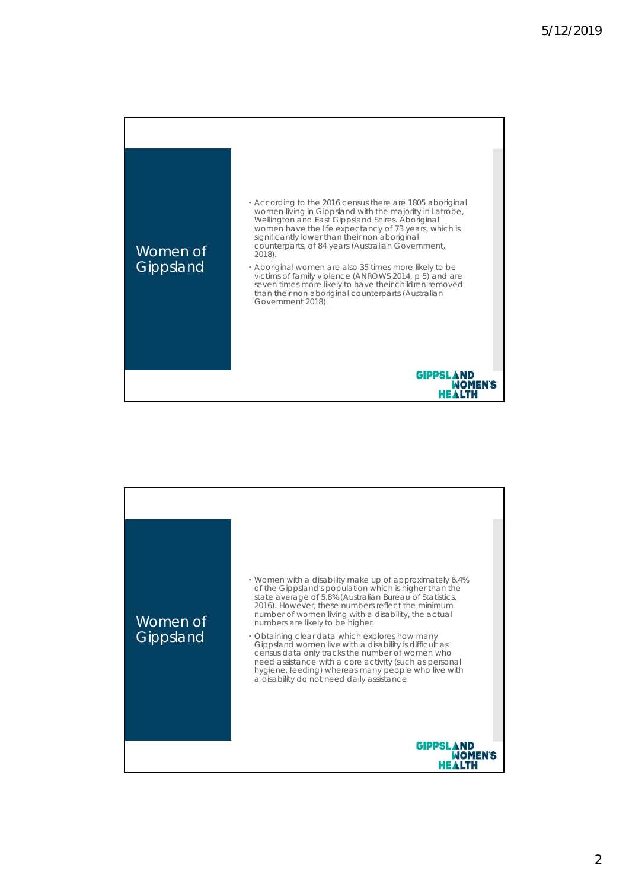## Women of Gippsland

- According to the 2016 census there are 1805 aboriginal women living in Gippsland with the majority in Latrobe, Wellington and East Gippsland Shires. Aboriginal women have the life expectancy of 73 years, which is significantly lower than their non aboriginal counterparts, of 84 years (Australian Government, 2018).
- Aboriginal women are also 35 times more likely to be victims of family violence (ANROWS 2014, p 5) and are seven times more likely to have their children removed than their non aboriginal counterparts (Australian Government 2018).

GIPPSLAND WOMEN'S HEALTH

## Women of Gippsland

- Women with a disability make up of approximately 6.4% of the Gippsland's population which is higher than the state average of 5.8% (Australian Bureau of Statistics, 2016). However, these numbers reflect the minimum number of women living with a disability, the actual numbers are likely to be higher.
- Obtaining clear data which explores how many Gippsland women live with a disability is difficult as census data only tracks the number of women who need assistance with a core activity (such as personal hygiene, feeding) whereas many people who live with a disability do not need daily assistance

GIPPSLAND WOMEN'S HEALTH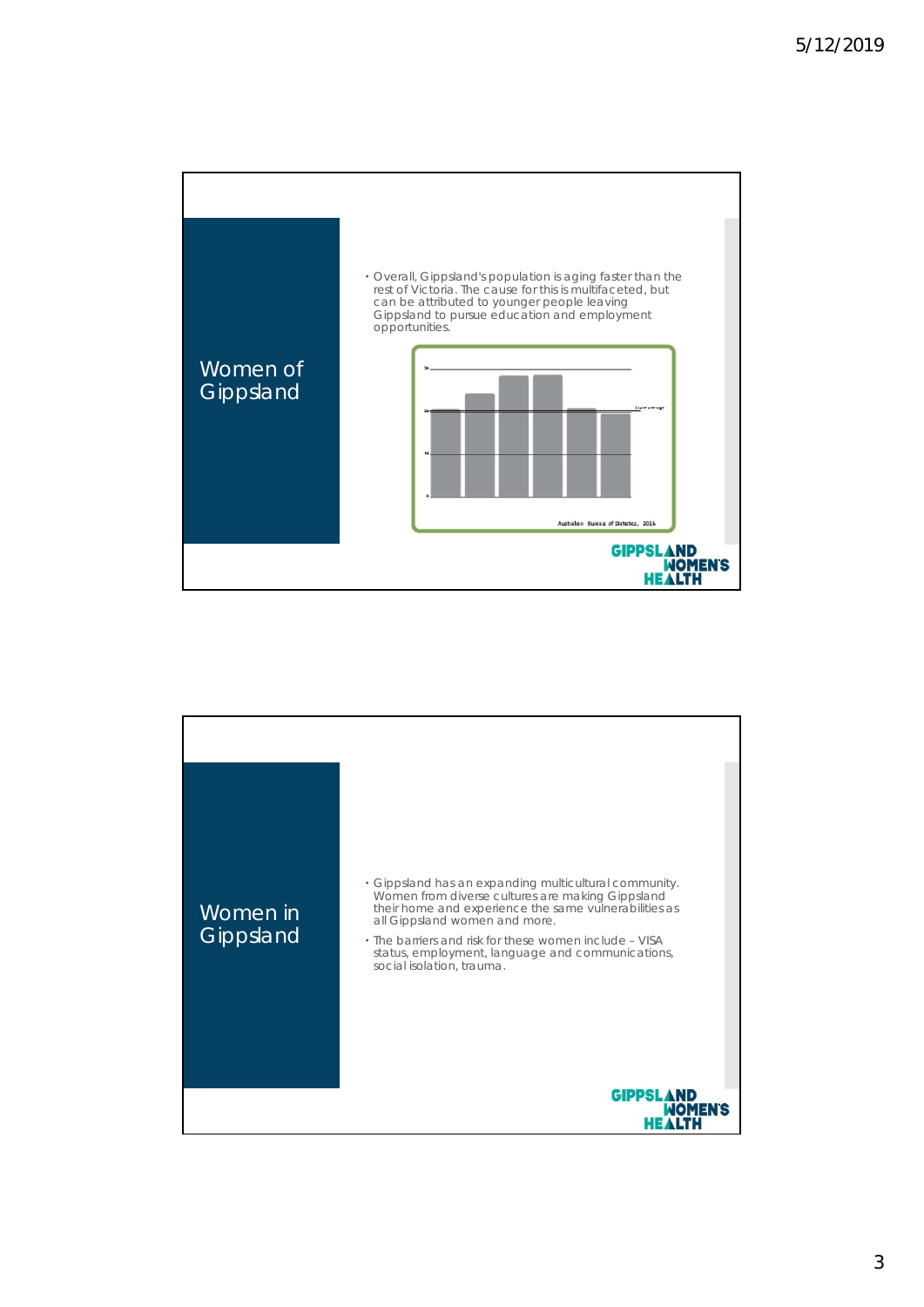## Women of Gippsland

- Overall, Gippsland's population is aging faster than the rest of Victoria. The cause for this is multifaceted, but can be attributed to younger people leaving Gippsland to pursue education and employment opportunities.

Australian Bureau of Statistics, 2016

## Women in Gippsland

- Gippsland has an expanding multicultural community. Women from diverse cultures are making Gippsland their home and experience the same vulnerabilities as all Gippsland women and more.
- The barriers and risk for these women include – VISA status, employment, language and communications, social isolation, trauma.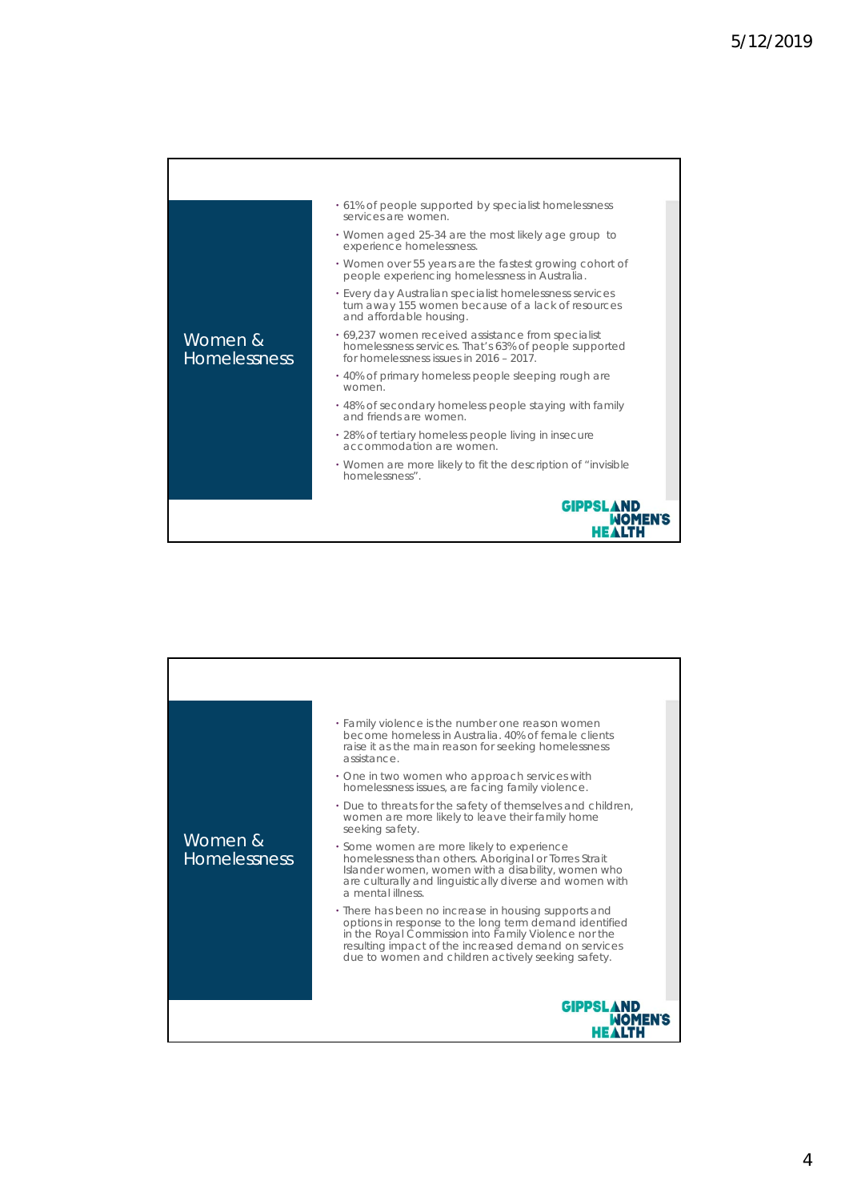## Women & Homelessness

- 61% of people supported by specialist homelessness services are women.
- Women aged 25-34 are the most likely age group to experience homelessness.
- Women over 55 years are the fastest growing cohort of people experiencing homelessness in Australia.
- Every day Australian specialist homelessness services turn away 155 women because of a lack of resources and affordable housing.
- 69,237 women received assistance from specialist homelessness services. That's 63% of people supported for homelessness issues in 2016 – 2017.
- 40% of primary homeless people sleeping rough are women.
- 48% of secondary homeless people staying with family and friends are women.
- 28% of tertiary homeless people living in insecure accommodation are women.
- Women are more likely to fit the description of "invisible homelessness".

GIPPSLAND WOMEN'S HEALTH

## Women & Homelessness

- Family violence is the number one reason women become homeless in Australia. 40% of female clients raise it as the main reason for seeking homelessness assistance.
- One in two women who approach services with homelessness issues, are facing family violence.
- Due to threats for the safety of themselves and children, women are more likely to leave their family home seeking safety.
- Some women are more likely to experience homelessness than others. Aboriginal or Torres Strait Islander women, women with a disability, women who are culturally and linguistically diverse and women with a mental illness.
- There has been no increase in housing supports and options in response to the long term demand identified in the Royal Commission into Family Violence nor the resulting impact of the increased demand on services due to women and children actively seeking safety.

GIPPSLAND WOMEN'S HEALTH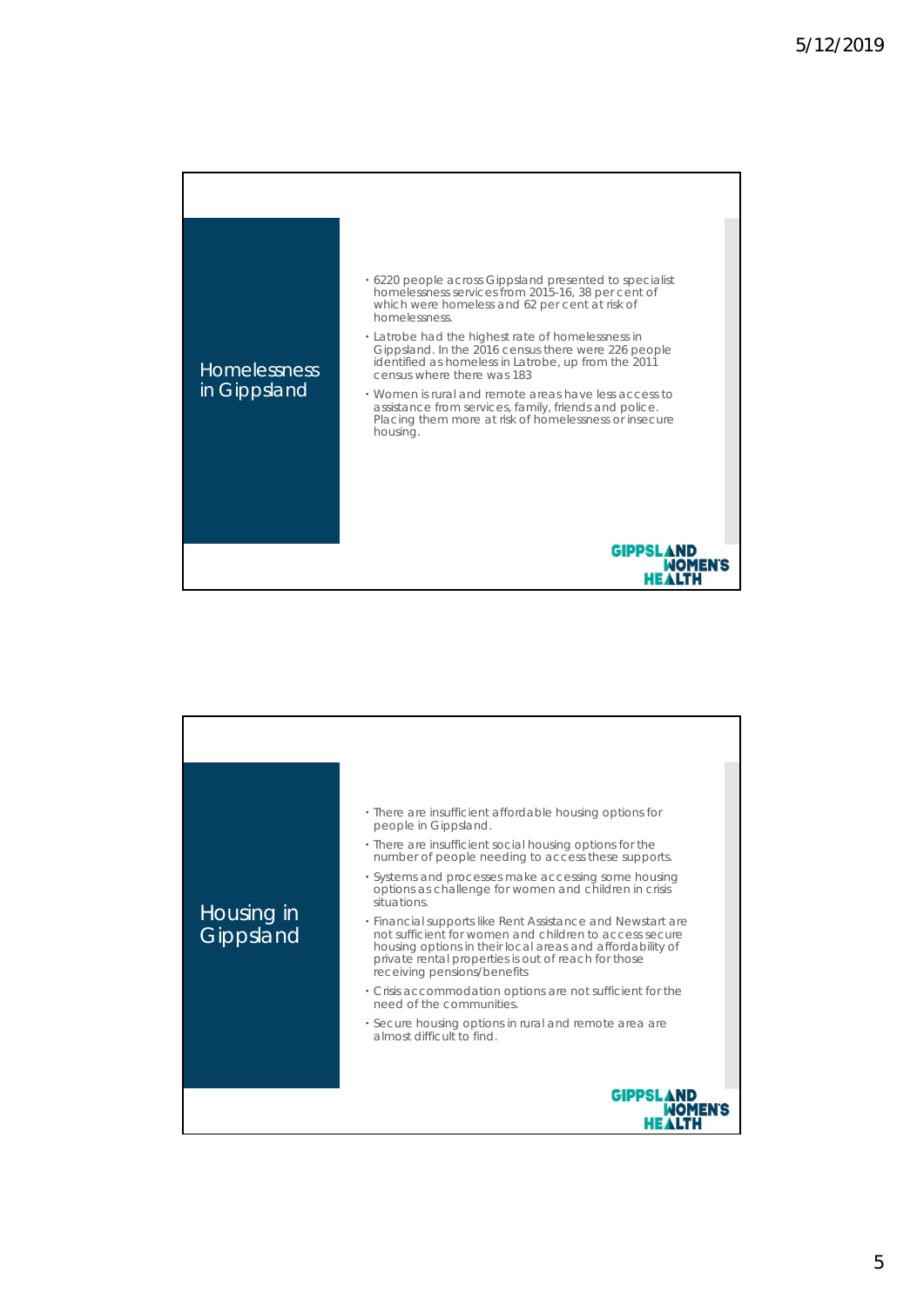## Homelessness in Gippsland

- 6220 people across Gippsland presented to specialist homelessness services from 2015-16, 38 per cent of which were homeless and 62 per cent at risk of homelessness.
- Latrobe had the highest rate of homelessness in Gippsland. In the 2016 census there were 226 people identified as homeless in Latrobe, up from the 2011 census where there was 183
- Women is rural and remote areas have less access to assistance from services, family, friends and police. Placing them more at risk of homelessness or insecure housing.

GIPPSLAND WOMEN'S HEALTH

## Housing in Gippsland

- There are insufficient affordable housing options for people in Gippsland.
- There are insufficient social housing options for the number of people needing to access these supports.
- Systems and processes make accessing some housing options as challenge for women and children in crisis situations.
- Financial supports like Rent Assistance and Newstart are not sufficient for women and children to access secure housing options in their local areas and affordability of private rental properties is out of reach for those receiving pensions/benefits
- Crisis accommodation options are not sufficient for the need of the communities.
- Secure housing options in rural and remote area are almost difficult to find.

GIPPSLAND WOMEN'S HEALTH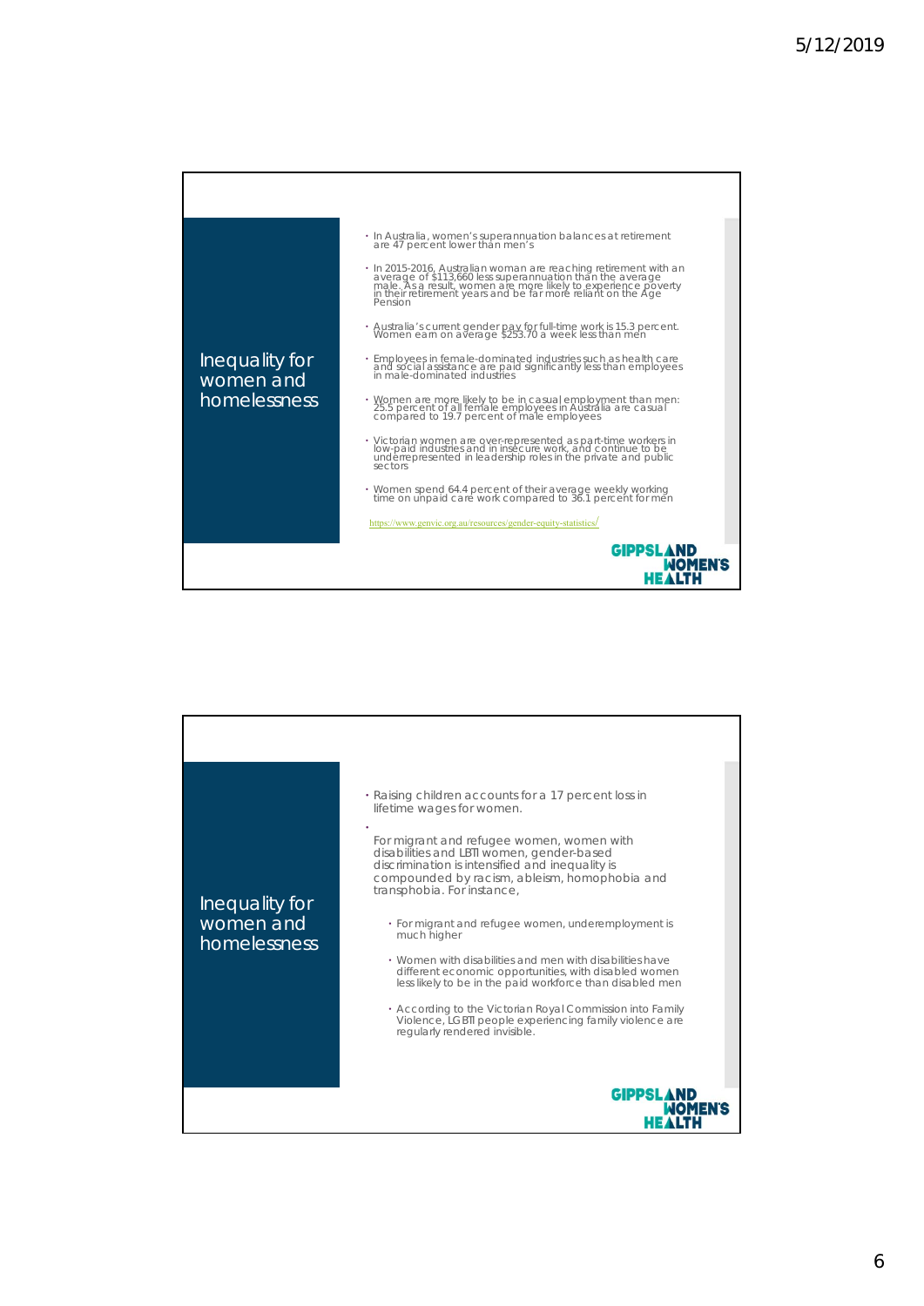## Inequality for women and homelessness

- In Australia, women's superannuation balances at retirement are 47 percent lower than men's
- In 2015-2016, Australian woman are reaching retirement with an average of $113,660 less superannuation than the average male. As a result, women are more likely to experience poverty in their retirement years and be far more reliant on the Age Pension
- Australia's current gender pay for full-time work is 15.3 percent. Women earn on average $253.70 a week less than men
- Employees in female-dominated industries such as health care and social assistance are paid significantly less than employees in male-dominated industries
- Women are more likely to be in casual employment than men: 25.5 percent of all female employees in Australia are casual compared to 19.7 percent of male employees
- Victorian women are over-represented as part-time workers in low-paid industries and in insecure work, and continue to be underrepresented in leadership roles in the private and public sectors
- Women spend 64.4 percent of their average weekly working time on unpaid care work compared to 36.1 percent for men

https://www.genvic.org.au/resources/gender-equity-statistics/

GIPPSLAND WOMEN'S HEALTH

## Inequality for women and homelessness

- Raising children accounts for a 17 percent loss in lifetime wages for women.
- For migrant and refugee women, women with disabilities and LBTI women, gender-based discrimination is intensified and inequality is compounded by racism, ableism, homophobia and transphobia. For instance,
  - For migrant and refugee women, underemployment is much higher
  - Women with disabilities and men with disabilities have different economic opportunities, with disabled women less likely to be in the paid workforce than disabled men
  - According to the Victorian Royal Commission into Family Violence, LGBTI people experiencing family violence are regularly rendered invisible.

GIPPSLAND WOMEN'S HEALTH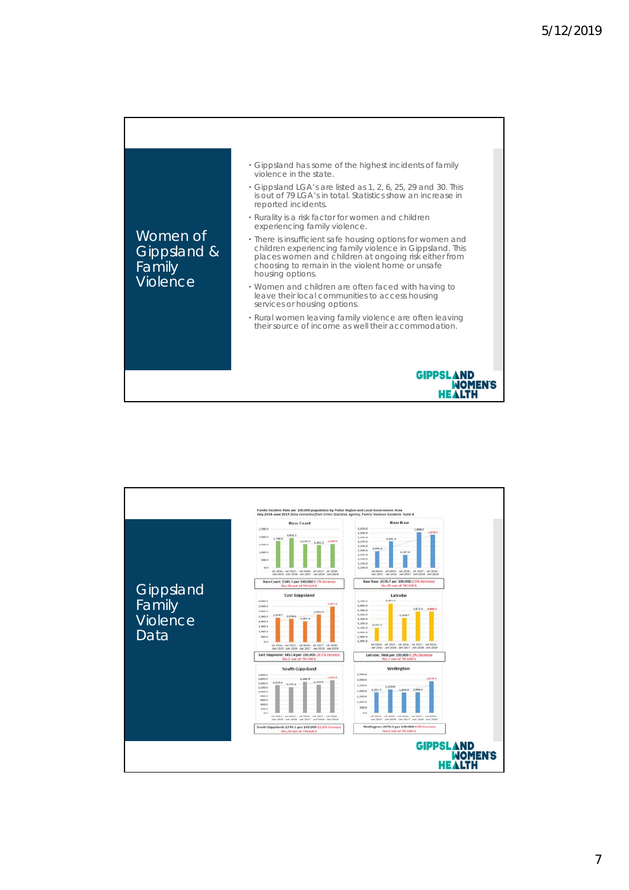## Women of Gippsland & Family Violence

- Gippsland has some of the highest incidents of family violence in the state.
- Gippsland LGA's are listed as 1, 2, 6, 25, 29 and 30. This is out of 79 LGA's in total. Statistics show an increase in reported incidents.
- Rurality is a risk factor for women and children experiencing family violence.
- There is insufficient safe housing options for women and children experiencing family violence in Gippsland. This places women and children at ongoing risk either from choosing to remain in the violent home or unsafe housing options.
- Women and children are often faced with having to leave their local communities to access housing services or housing options.
- Rural women leaving family violence are often leaving their source of income as well their accommodation.

## Gippsland Family Violence Data

Family Incident Rate per 100,000 population by Police Region and Local Government Area July 2014-June 2019 *Data extracted from Crime Statistics Agency, Family Violence Incidents Table 4*

Bass Coast: 1540.1 per 100,000 6.1% increase No.30 out of 79 LGA's

Baw Baw: 1576.7 per 100,000 2.0% Decrease No.25 out of 79 LGA's

East Gippsland: 3457.4 per 100,000 28.5% increase No.2 out of 79 LGA's

Latrobe: 3466 per 100,000 0.2% Decrease No.1 out of 79 LGA's

South Gippsland: 1541.3 per 100,000 22.6% increase No.29 out of 79 LGA's

Wellington: 2879.4 per 100,000 54% increase No.6 out of 79 LGA's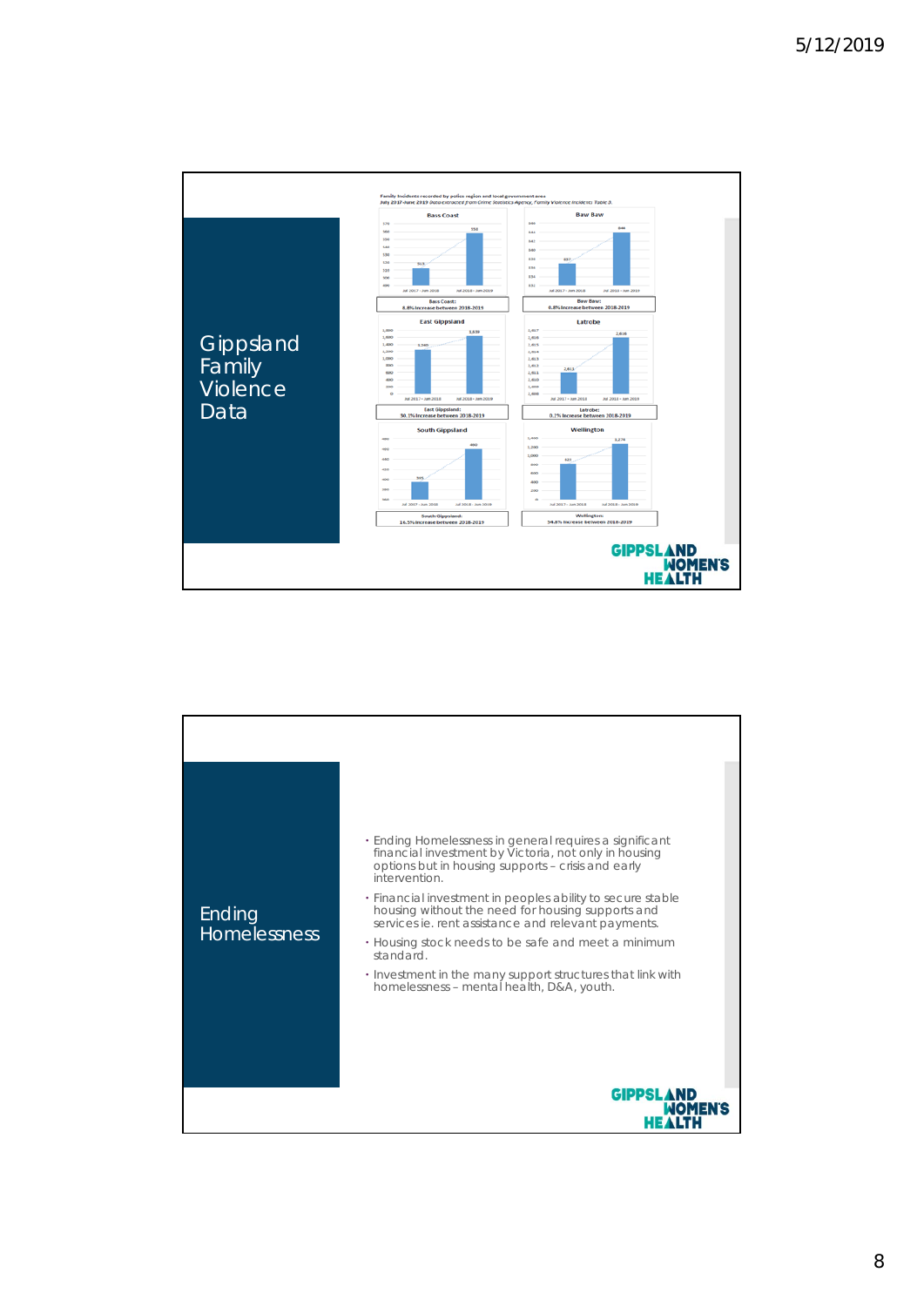## Gippsland Family Violence Data

Family incidents recorded by police region and local government area
July 2017-June 2019 Data extracted from Crime Statistics Agency, Family Violence Incidents Table 3.

**Bass Coast**

Bass Coast: 8.8% increase between 2018-2019

**Baw Baw**

Baw Baw: 0.8% increase between 2018-2019

**East Gippsland**

East Gippsland: 30.1% increase between 2018-2019

**Latrobe**

Latrobe: 0.1% increase between 2018-2019

**South Gippsland**

South Gippsland: 16.5% increase between 2018-2019

**Wellington**

Wellington: 54.8% increase between 2018-2019

GIPPSLAND WOMEN'S HEALTH

## Ending Homelessness

- Ending Homelessness in general requires a significant financial investment by Victoria, not only in housing options but in housing supports – crisis and early intervention.
- Financial investment in peoples ability to secure stable housing without the need for housing supports and services ie. rent assistance and relevant payments.
- Housing stock needs to be safe and meet a minimum standard.
- Investment in the many support structures that link with homelessness – mental health, D&A, youth.

GIPPSLAND WOMEN'S HEALTH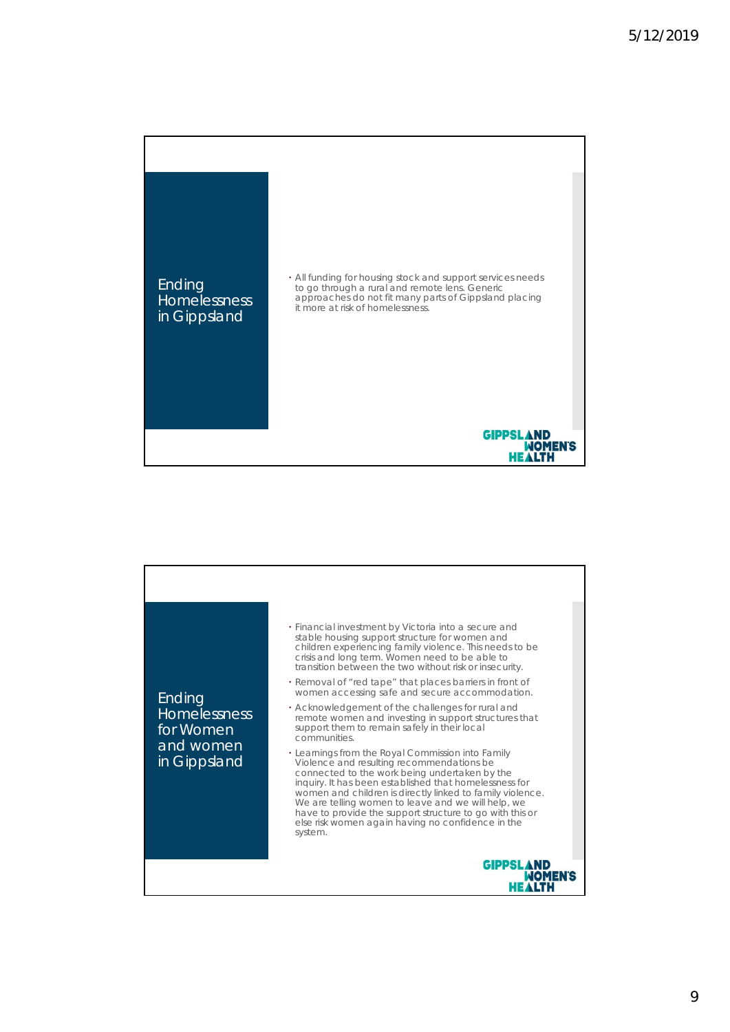## Ending Homelessness in Gippsland

- All funding for housing stock and support services needs to go through a rural and remote lens. Generic approaches do not fit many parts of Gippsland placing it more at risk of homelessness.

GIPPSLAND WOMEN'S HEALTH

## Ending Homelessness for Women and women in Gippsland

- Financial investment by Victoria into a secure and stable housing support structure for women and children experiencing family violence. This needs to be crisis and long term. Women need to be able to transition between the two without risk or insecurity.
- Removal of "red tape" that places barriers in front of women accessing safe and secure accommodation.
- Acknowledgement of the challenges for rural and remote women and investing in support structures that support them to remain safely in their local communities.
- Learnings from the Royal Commission into Family Violence and resulting recommendations be connected to the work being undertaken by the inquiry. It has been established that homelessness for women and children is directly linked to family violence. We are telling women to leave and we will help, we have to provide the support structure to go with this or else risk women again having no confidence in the system.

GIPPSLAND WOMEN'S HEALTH